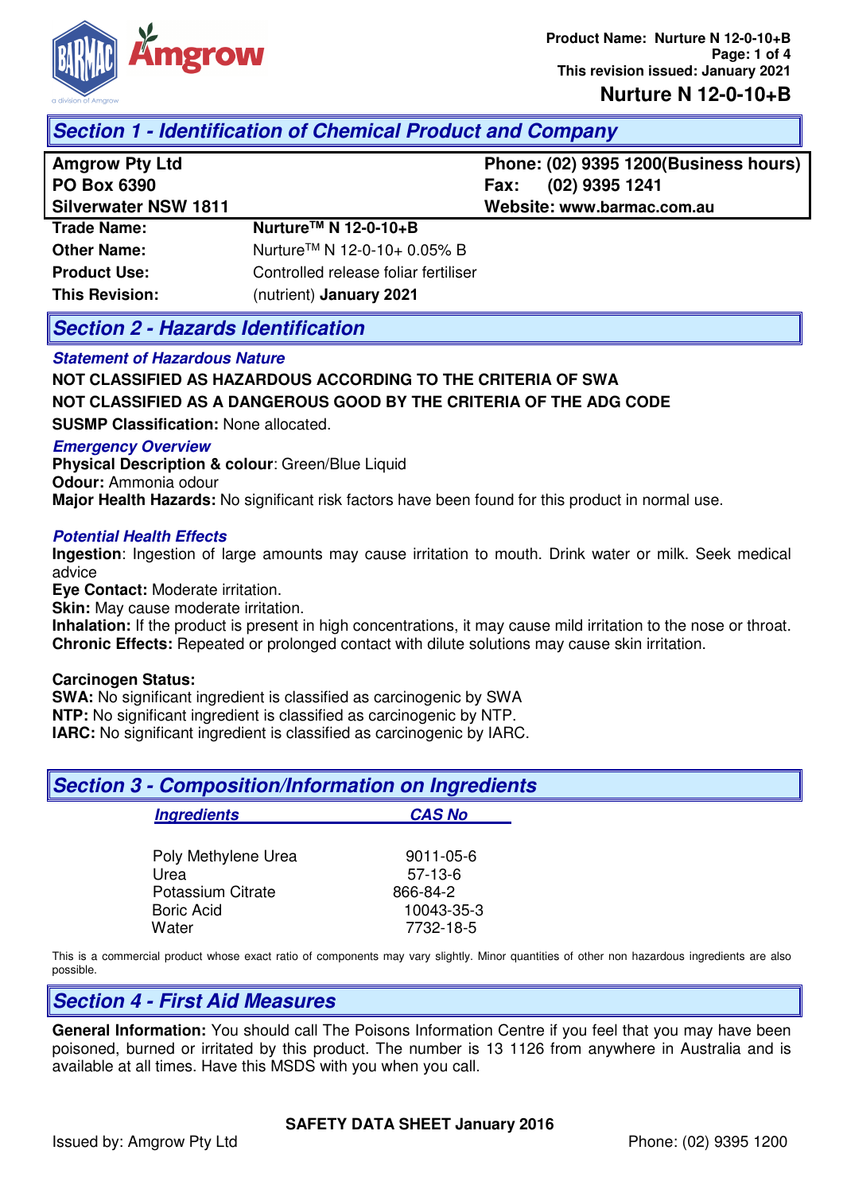## Section 1 - Identification of Chemical Product and Company

| | |
|---|---|
| **Amgrow Pty Ltd** | **Phone: (02) 9395 1200(Business hours)** |
| **PO Box 6390** | **Fax: (02) 9395 1241** |
| **Silverwater NSW 1811** | **Website: www.barmac.com.au** |

**Trade Name:** **Nurture™ N 12-0-10+B**

**Other Name:** Nurture™ N 12-0-10+ 0.05% B

**Product Use:** Controlled release foliar fertiliser

**This Revision:** (nutrient) **January 2021**

## Section 2 - Hazards Identification

### *Statement of Hazardous Nature*

**NOT CLASSIFIED AS HAZARDOUS ACCORDING TO THE CRITERIA OF SWA**

**NOT CLASSIFIED AS A DANGEROUS GOOD BY THE CRITERIA OF THE ADG CODE**

**SUSMP Classification:** None allocated.

### *Emergency Overview*

**Physical Description & colour**: Green/Blue Liquid
**Odour:** Ammonia odour
**Major Health Hazards:** No significant risk factors have been found for this product in normal use.

### *Potential Health Effects*

**Ingestion**: Ingestion of large amounts may cause irritation to mouth. Drink water or milk. Seek medical advice
**Eye Contact:** Moderate irritation.
**Skin:** May cause moderate irritation.
**Inhalation:** If the product is present in high concentrations, it may cause mild irritation to the nose or throat.
**Chronic Effects:** Repeated or prolonged contact with dilute solutions may cause skin irritation.

**Carcinogen Status:**
**SWA:** No significant ingredient is classified as carcinogenic by SWA
**NTP:** No significant ingredient is classified as carcinogenic by NTP.
**IARC:** No significant ingredient is classified as carcinogenic by IARC.

## Section 3 - Composition/Information on Ingredients

| *Ingredients* | *CAS No* |
|---|---|
| Poly Methylene Urea | 9011-05-6 |
| Urea | 57-13-6 |
| Potassium Citrate | 866-84-2 |
| Boric Acid | 10043-35-3 |
| Water | 7732-18-5 |

This is a commercial product whose exact ratio of components may vary slightly. Minor quantities of other non hazardous ingredients are also possible.

## Section 4 - First Aid Measures

**General Information:** You should call The Poisons Information Centre if you feel that you may have been poisoned, burned or irritated by this product. The number is 13 1126 from anywhere in Australia and is available at all times. Have this MSDS with you when you call.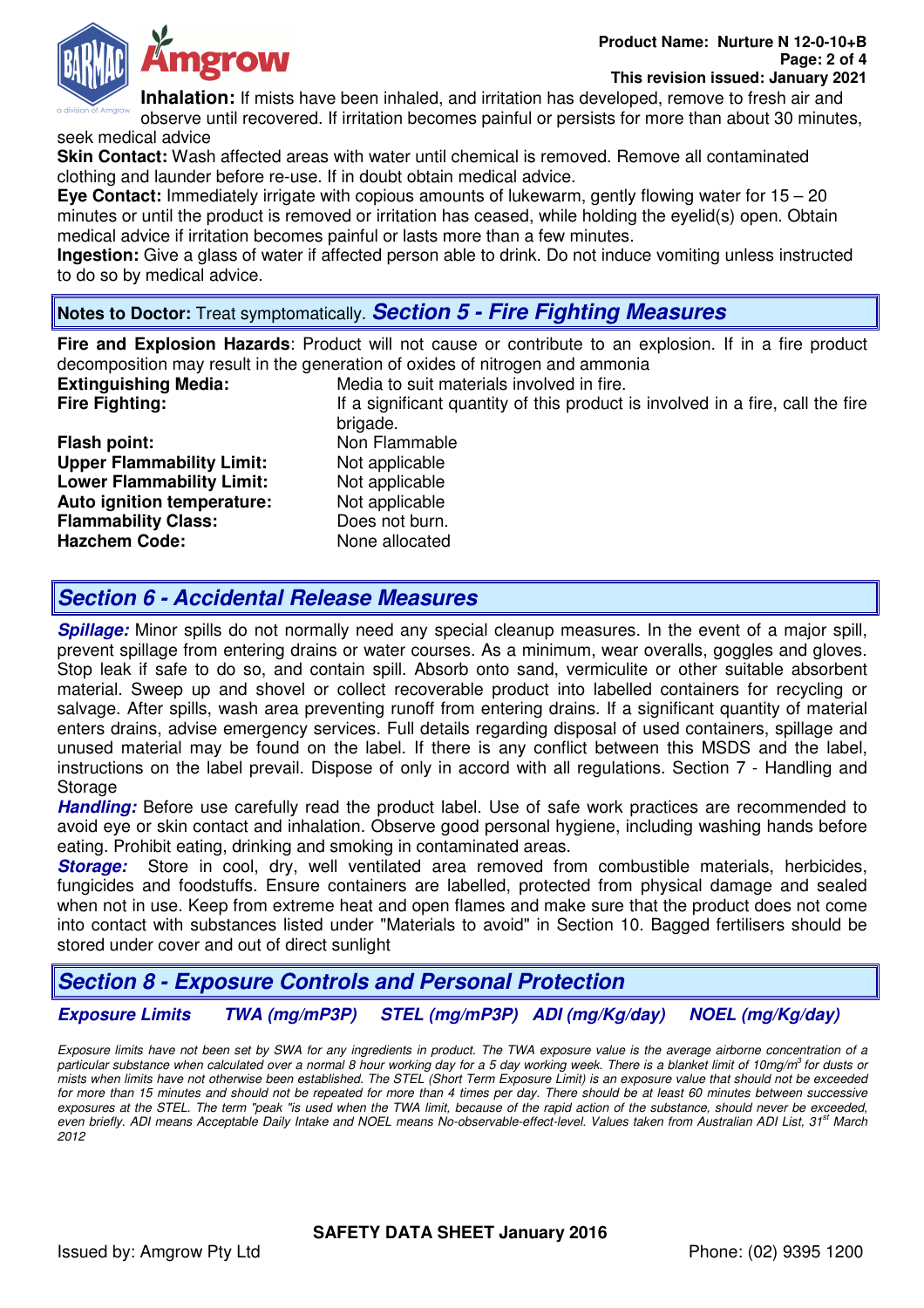**Inhalation:** If mists have been inhaled, and irritation has developed, remove to fresh air and observe until recovered. If irritation becomes painful or persists for more than about 30 minutes, seek medical advice

**Skin Contact:** Wash affected areas with water until chemical is removed. Remove all contaminated clothing and launder before re-use. If in doubt obtain medical advice.

**Eye Contact:** Immediately irrigate with copious amounts of lukewarm, gently flowing water for 15 – 20 minutes or until the product is removed or irritation has ceased, while holding the eyelid(s) open. Obtain medical advice if irritation becomes painful or lasts more than a few minutes.

**Ingestion:** Give a glass of water if affected person able to drink. Do not induce vomiting unless instructed to do so by medical advice.

**Notes to Doctor:** Treat symptomatically.

## *Section 5 - Fire Fighting Measures*

**Fire and Explosion Hazards**: Product will not cause or contribute to an explosion. If in a fire product decomposition may result in the generation of oxides of nitrogen and ammonia

**Extinguishing Media:** Media to suit materials involved in fire.

**Fire Fighting:** If a significant quantity of this product is involved in a fire, call the fire brigade.

**Flash point:** Non Flammable

**Upper Flammability Limit:** Not applicable

**Lower Flammability Limit:** Not applicable

**Auto ignition temperature:** Not applicable

**Flammability Class:** Does not burn.

**Hazchem Code:** None allocated

## *Section 6 - Accidental Release Measures*

***Spillage:*** Minor spills do not normally need any special cleanup measures. In the event of a major spill, prevent spillage from entering drains or water courses. As a minimum, wear overalls, goggles and gloves. Stop leak if safe to do so, and contain spill. Absorb onto sand, vermiculite or other suitable absorbent material. Sweep up and shovel or collect recoverable product into labelled containers for recycling or salvage. After spills, wash area preventing runoff from entering drains. If a significant quantity of material enters drains, advise emergency services. Full details regarding disposal of used containers, spillage and unused material may be found on the label. If there is any conflict between this MSDS and the label, instructions on the label prevail. Dispose of only in accord with all regulations. Section 7 - Handling and Storage

***Handling:*** Before use carefully read the product label. Use of safe work practices are recommended to avoid eye or skin contact and inhalation. Observe good personal hygiene, including washing hands before eating. Prohibit eating, drinking and smoking in contaminated areas.

***Storage:*** Store in cool, dry, well ventilated area removed from combustible materials, herbicides, fungicides and foodstuffs. Ensure containers are labelled, protected from physical damage and sealed when not in use. Keep from extreme heat and open flames and make sure that the product does not come into contact with substances listed under "Materials to avoid" in Section 10. Bagged fertilisers should be stored under cover and out of direct sunlight

## *Section 8 - Exposure Controls and Personal Protection*

| *Exposure Limits* | *TWA (mg/mP3P)* | *STEL (mg/mP3P)* | *ADI (mg/Kg/day)* | *NOEL (mg/Kg/day)* |
|---|---|---|---|---|

*Exposure limits have not been set by SWA for any ingredients in product. The TWA exposure value is the average airborne concentration of a particular substance when calculated over a normal 8 hour working day for a 5 day working week. There is a blanket limit of 10mg/m$^3$ for dusts or mists when limits have not otherwise been established. The STEL (Short Term Exposure Limit) is an exposure value that should not be exceeded for more than 15 minutes and should not be repeated for more than 4 times per day. There should be at least 60 minutes between successive exposures at the STEL. The term "peak "is used when the TWA limit, because of the rapid action of the substance, should never be exceeded, even briefly. ADI means Acceptable Daily Intake and NOEL means No-observable-effect-level. Values taken from Australian ADI List, 31st March 2012*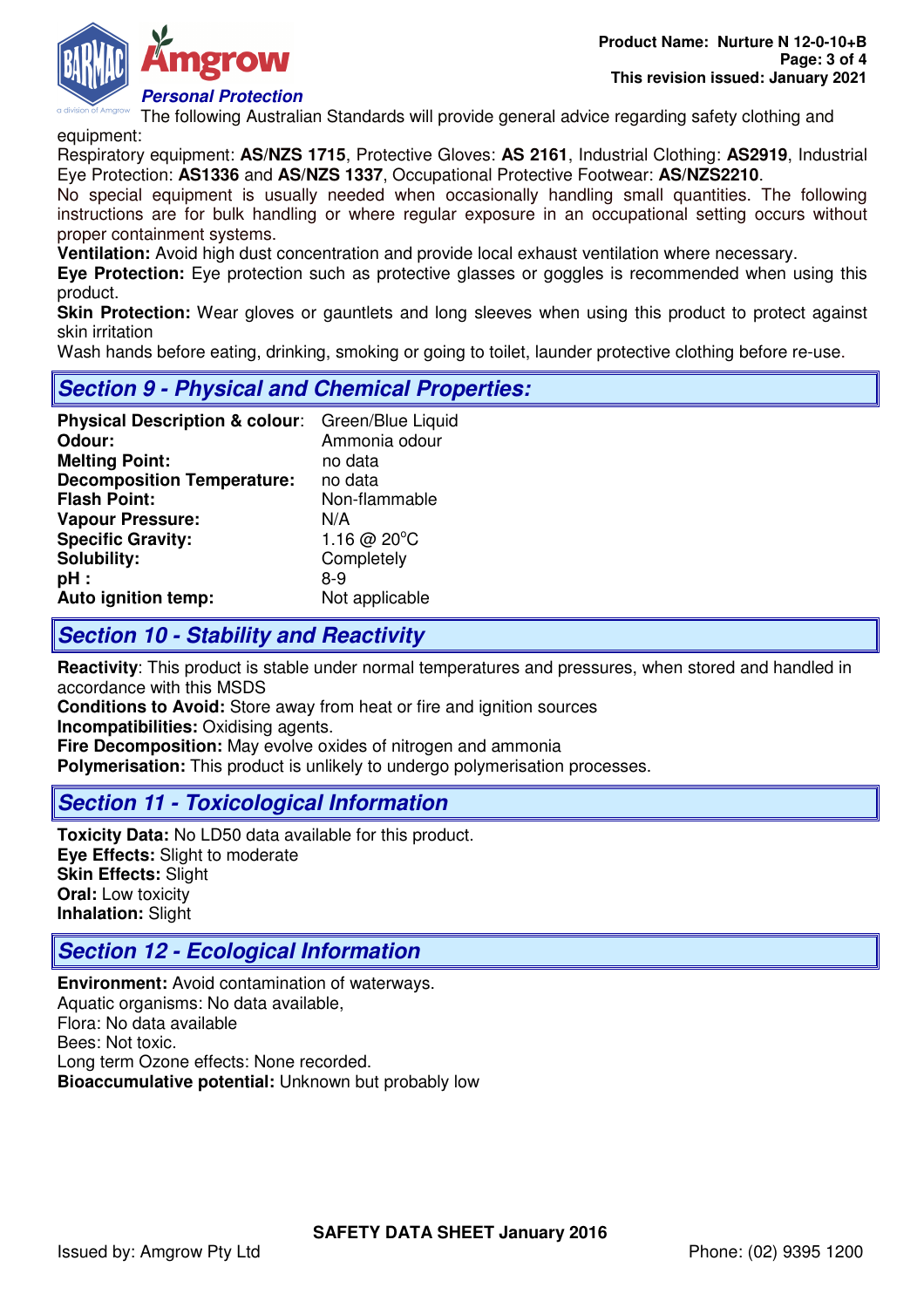*Personal Protection*

The following Australian Standards will provide general advice regarding safety clothing and equipment:

Respiratory equipment: **AS/NZS 1715**, Protective Gloves: **AS 2161**, Industrial Clothing: **AS2919**, Industrial Eye Protection: **AS1336** and **AS/NZS 1337**, Occupational Protective Footwear: **AS/NZS2210**.

No special equipment is usually needed when occasionally handling small quantities. The following instructions are for bulk handling or where regular exposure in an occupational setting occurs without proper containment systems.

**Ventilation:** Avoid high dust concentration and provide local exhaust ventilation where necessary.

**Eye Protection:** Eye protection such as protective glasses or goggles is recommended when using this product.

**Skin Protection:** Wear gloves or gauntlets and long sleeves when using this product to protect against skin irritation

Wash hands before eating, drinking, smoking or going to toilet, launder protective clothing before re-use.

## *Section 9 - Physical and Chemical Properties:*

| | |
|---|---|
| **Physical Description & colour**: | Green/Blue Liquid |
| **Odour:** | Ammonia odour |
| **Melting Point:** | no data |
| **Decomposition Temperature:** | no data |
| **Flash Point:** | Non-flammable |
| **Vapour Pressure:** | N/A |
| **Specific Gravity:** | 1.16 @ 20°C |
| **Solubility:** | Completely |
| **pH :** | 8-9 |
| **Auto ignition temp:** | Not applicable |

## *Section 10 - Stability and Reactivity*

**Reactivity**: This product is stable under normal temperatures and pressures, when stored and handled in accordance with this MSDS

**Conditions to Avoid:** Store away from heat or fire and ignition sources

**Incompatibilities:** Oxidising agents.

**Fire Decomposition:** May evolve oxides of nitrogen and ammonia

**Polymerisation:** This product is unlikely to undergo polymerisation processes.

## *Section 11 - Toxicological Information*

**Toxicity Data:** No LD50 data available for this product.

**Eye Effects:** Slight to moderate

**Skin Effects:** Slight

**Oral:** Low toxicity

**Inhalation:** Slight

## *Section 12 - Ecological Information*

**Environment:** Avoid contamination of waterways.

Aquatic organisms: No data available,

Flora: No data available

Bees: Not toxic.

Long term Ozone effects: None recorded.

**Bioaccumulative potential:** Unknown but probably low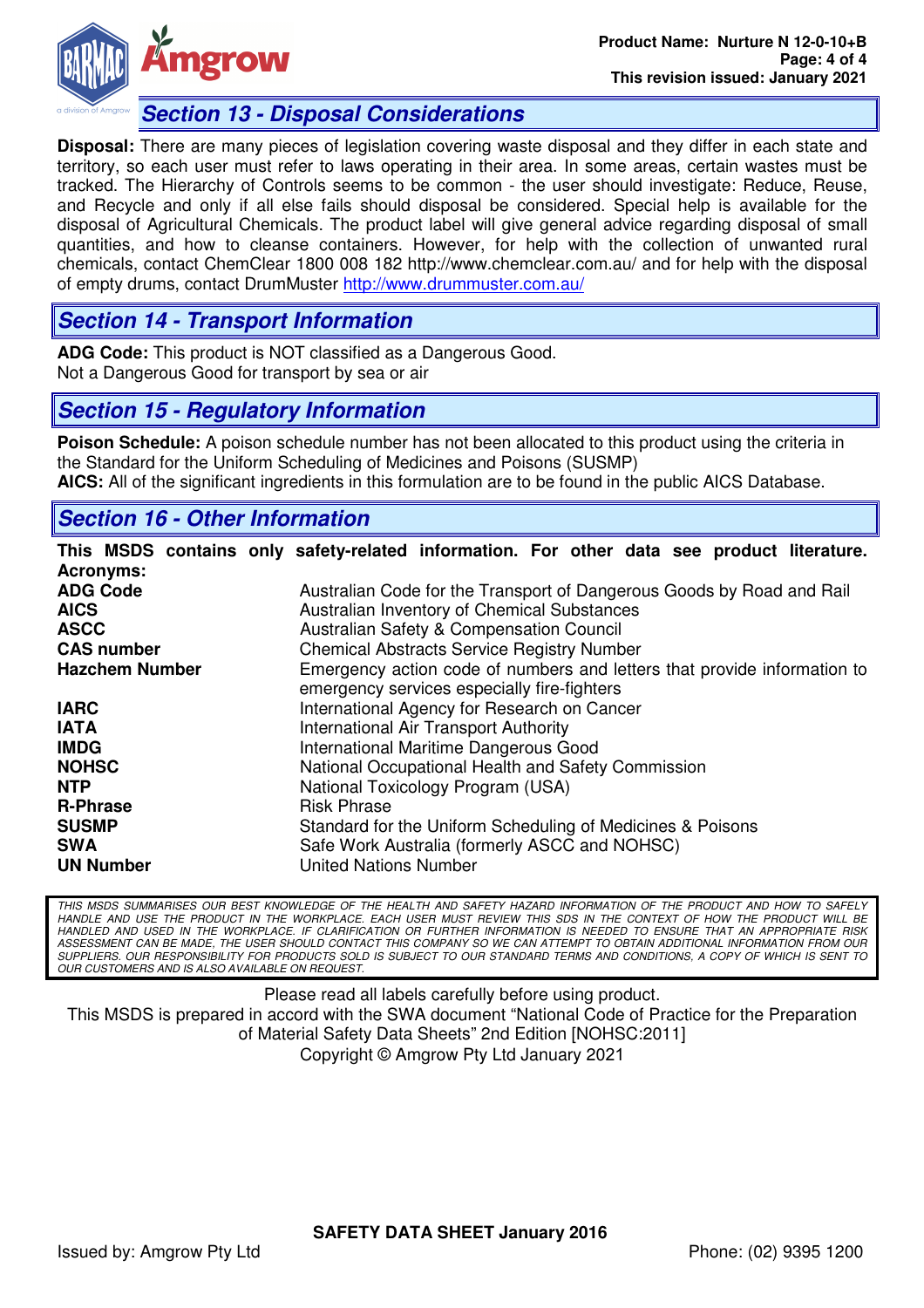## Section 13 - Disposal Considerations

**Disposal:** There are many pieces of legislation covering waste disposal and they differ in each state and territory, so each user must refer to laws operating in their area. In some areas, certain wastes must be tracked. The Hierarchy of Controls seems to be common - the user should investigate: Reduce, Reuse, and Recycle and only if all else fails should disposal be considered. Special help is available for the disposal of Agricultural Chemicals. The product label will give general advice regarding disposal of small quantities, and how to cleanse containers. However, for help with the collection of unwanted rural chemicals, contact ChemClear 1800 008 182 http://www.chemclear.com.au/ and for help with the disposal of empty drums, contact DrumMuster http://www.drummuster.com.au/

## Section 14 - Transport Information

**ADG Code:** This product is NOT classified as a Dangerous Good.
Not a Dangerous Good for transport by sea or air

## Section 15 - Regulatory Information

**Poison Schedule:** A poison schedule number has not been allocated to this product using the criteria in the Standard for the Uniform Scheduling of Medicines and Poisons (SUSMP)
**AICS:** All of the significant ingredients in this formulation are to be found in the public AICS Database.

## Section 16 - Other Information

**This MSDS contains only safety-related information. For other data see product literature.**

**Acronyms:**

| | |
|---|---|
| **ADG Code** | Australian Code for the Transport of Dangerous Goods by Road and Rail |
| **AICS** | Australian Inventory of Chemical Substances |
| **ASCC** | Australian Safety & Compensation Council |
| **CAS number** | Chemical Abstracts Service Registry Number |
| **Hazchem Number** | Emergency action code of numbers and letters that provide information to emergency services especially fire-fighters |
| **IARC** | International Agency for Research on Cancer |
| **IATA** | International Air Transport Authority |
| **IMDG** | International Maritime Dangerous Good |
| **NOHSC** | National Occupational Health and Safety Commission |
| **NTP** | National Toxicology Program (USA) |
| **R-Phrase** | Risk Phrase |
| **SUSMP** | Standard for the Uniform Scheduling of Medicines & Poisons |
| **SWA** | Safe Work Australia (formerly ASCC and NOHSC) |
| **UN Number** | United Nations Number |

*THIS MSDS SUMMARISES OUR BEST KNOWLEDGE OF THE HEALTH AND SAFETY HAZARD INFORMATION OF THE PRODUCT AND HOW TO SAFELY HANDLE AND USE THE PRODUCT IN THE WORKPLACE. EACH USER MUST REVIEW THIS SDS IN THE CONTEXT OF HOW THE PRODUCT WILL BE HANDLED AND USED IN THE WORKPLACE. IF CLARIFICATION OR FURTHER INFORMATION IS NEEDED TO ENSURE THAT AN APPROPRIATE RISK ASSESSMENT CAN BE MADE, THE USER SHOULD CONTACT THIS COMPANY SO WE CAN ATTEMPT TO OBTAIN ADDITIONAL INFORMATION FROM OUR SUPPLIERS. OUR RESPONSIBILITY FOR PRODUCTS SOLD IS SUBJECT TO OUR STANDARD TERMS AND CONDITIONS, A COPY OF WHICH IS SENT TO OUR CUSTOMERS AND IS ALSO AVAILABLE ON REQUEST.*

Please read all labels carefully before using product.
This MSDS is prepared in accord with the SWA document "National Code of Practice for the Preparation of Material Safety Data Sheets" 2nd Edition [NOHSC:2011]
Copyright © Amgrow Pty Ltd January 2021